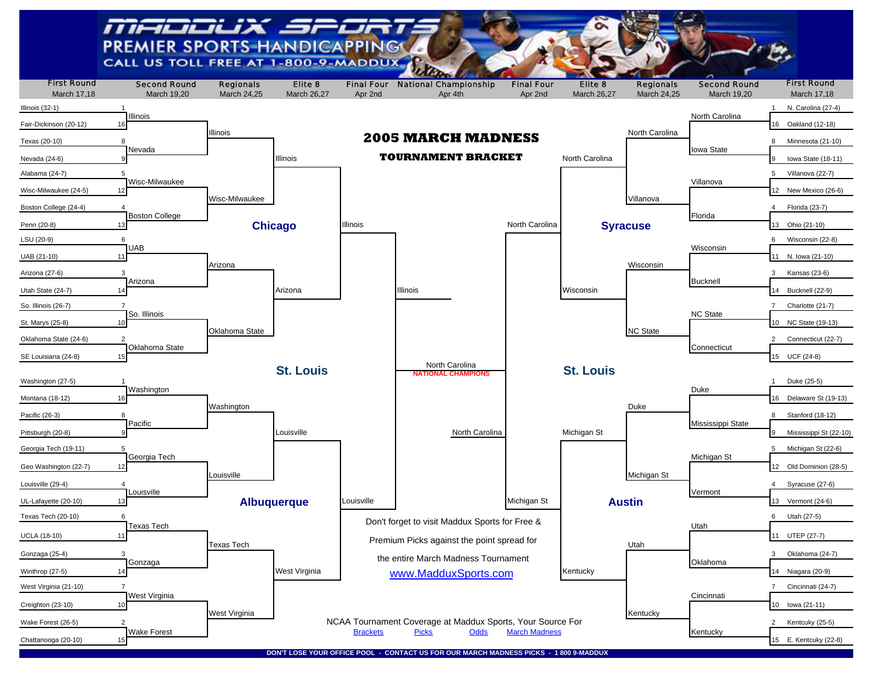MADDUX SPORTS

PREMIER SPORTS HANDICAPPING

CALL US TOLL FREE AT 1-800-9-MADDUX

# 2005 MARCH MADNESS

## TOURNAMENT BRACKET

| First Round (March 17,18) | Second Round (March 19,20) | Regionals (March 24,25) | Elite 8 (March 26,27) | Final Four (Apr 2nd) | National Championship (Apr 4th) | Final Four (Apr 2nd) | Elite 8 (March 26,27) | Regionals (March 24,25) | Second Round (March 19,20) | First Round (March 17,18) |
|---|---|---|---|---|---|---|---|---|---|---|

### Chicago Region

| First Round | Second Round | Regionals | Elite 8 | Final Four |
|---|---|---|---|---|
| 1 Illinois (32-1) | Illinois | Illinois | Illinois | Illinois |
| 16 Fair-Dickinson (20-12) | | | | |
| 8 Texas (20-10) | Nevada | | | |
| 9 Nevada (24-6) | | | | |
| 5 Alabama (24-7) | Wisc-Milwaukee | Wisc-Milwaukee | | |
| 12 Wisc-Milwaukee (24-5) | | | | |
| 4 Boston College (24-4) | Boston College | | | |
| 13 Penn (20-8) | | | | |
| 6 LSU (20-9) | UAB | Arizona | Arizona | |
| 11 UAB (21-10) | | | | |
| 3 Arizona (27-6) | Arizona | | | |
| 14 Utah State (24-7) | | | | |
| 7 So. Illinois (26-7) | So. Illinois | Oklahoma State | | |
| 10 St. Marys (25-8) | | | | |
| 2 Oklahoma State (24-6) | Oklahoma State | | | |
| 15 SE Louisiana (24-8) | | | | |

### Albuquerque Region

| First Round | Second Round | Regionals | Elite 8 | Final Four |
|---|---|---|---|---|
| 1 Washington (27-5) | Washington | Washington | Louisville | Louisville |
| 16 Montana (18-12) | | | | |
| 8 Pacific (26-3) | Pacific | | | |
| 9 Pittsburgh (20-8) | | | | |
| 5 Georgia Tech (19-11) | Georgia Tech | Louisville | | |
| 12 Geo Washington (22-7) | | | | |
| 4 Louisville (29-4) | Louisville | | | |
| 13 UL-Lafayette (20-10) | | | | |
| 6 Texas Tech (20-10) | Texas Tech | Texas Tech | West Virginia | |
| 11 UCLA (18-10) | | | | |
| 3 Gonzaga (25-4) | Gonzaga | | | |
| 14 Winthrop (27-5) | | | | |
| 7 West Virginia (21-10) | West Virginia | West Virginia | | |
| 10 Creighton (23-10) | | | | |
| 2 Wake Forest (26-5) | Wake Forest | | | |
| 15 Chattanooga (20-10) | | | | |

### Syracuse Region

| First Round | Second Round | Regionals | Elite 8 | Final Four |
|---|---|---|---|---|
| 1 N. Carolina (27-4) | North Carolina | North Carolina | North Carolina | North Carolina |
| 16 Oakland (12-18) | | | | |
| 8 Minnesota (21-10) | Iowa State | | | |
| 9 Iowa State (18-11) | | | | |
| 5 Villanova (22-7) | Villanova | Villanova | | |
| 12 New Mexico (26-6) | | | | |
| 4 Florida (23-7) | Florida | | | |
| 13 Ohio (21-10) | | | | |
| 6 Wisconsin (22-8) | Wisconsin | Wisconsin | Wisconsin | |
| 11 N. Iowa (21-10) | | | | |
| 3 Kansas (23-6) | Bucknell | | | |
| 14 Bucknell (22-9) | | | | |
| 7 Charlotte (21-7) | NC State | NC State | | |
| 10 NC State (19-13) | | | | |
| 2 Connecticut (22-7) | Connecticut | | | |
| 15 UCF (24-8) | | | | |

### Austin Region

| First Round | Second Round | Regionals | Elite 8 | Final Four |
|---|---|---|---|---|
| 1 Duke (25-5) | Duke | Duke | Michigan St | Michigan St |
| 16 Delaware St (19-13) | | | | |
| 8 Stanford (18-12) | Mississippi State | | | |
| 9 Mississippi St (22-10) | | | | |
| 5 Michigan St (22-6) | Michigan St | Michigan St | | |
| 12 Old Dominion (28-5) | | | | |
| 4 Syracuse (27-6) | Vermont | | | |
| 13 Vermont (24-6) | | | | |
| 6 Utah (27-5) | Utah | Utah | Kentucky | |
| 11 UTEP (27-7) | | | | |
| 3 Oklahoma (24-7) | Oklahoma | | | |
| 14 Niagara (20-9) | | | | |
| 7 Cincinnati (24-7) | Cincinnati | Kentucky | | |
| 10 Iowa (21-11) | | | | |
| 2 Kentcuky (25-5) | Kentucky | | | |
| 15 E. Kentucky (22-8) | | | | |

### St. Louis (Final Four)

| Semifinal | Winner |
|---|---|
| Illinois vs. Louisville | Illinois |
| North Carolina vs. Michigan St | North Carolina |

### National Championship

Illinois vs. North Carolina

**North Carolina — NATIONAL CHAMPIONS**

Don't forget to visit Maddux Sports for Free & Premium Picks against the point spread for the entire March Madness Tournament

www.MadduxSports.com

NCAA Tournament Coverage at Maddux Sports, Your Source For

Brackets Picks Odds March Madness

**DON'T LOSE YOUR OFFICE POOL - CONTACT US FOR OUR MARCH MADNESS PICKS - 1 800 9-MADDUX**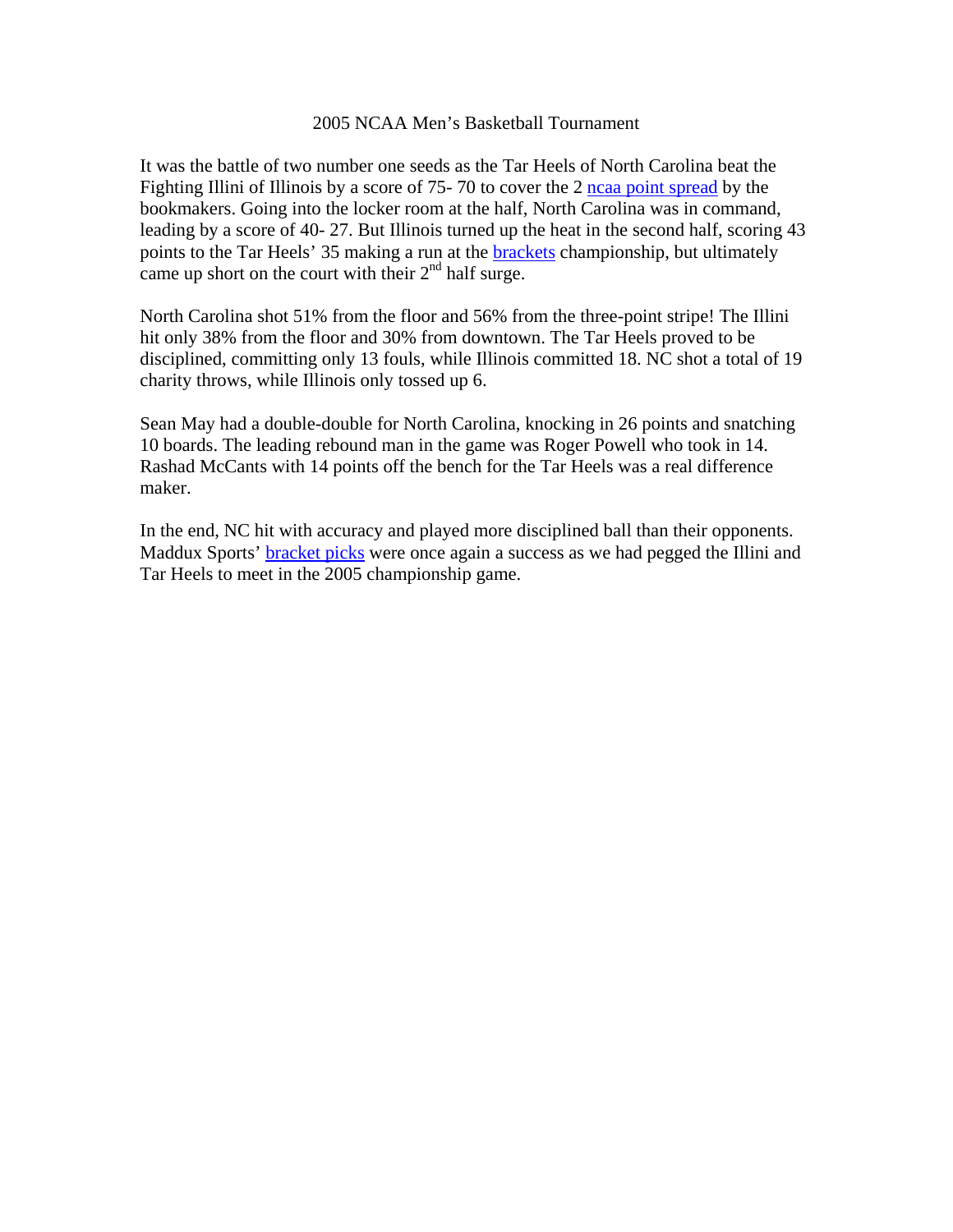# 2005 NCAA Men's Basketball Tournament

It was the battle of two number one seeds as the Tar Heels of North Carolina beat the Fighting Illini of Illinois by a score of 75- 70 to cover the 2 [ncaa point spread]() by the bookmakers. Going into the locker room at the half, North Carolina was in command, leading by a score of 40- 27. But Illinois turned up the heat in the second half, scoring 43 points to the Tar Heels' 35 making a run at the [brackets]() championship, but ultimately came up short on the court with their 2nd half surge.

North Carolina shot 51% from the floor and 56% from the three-point stripe! The Illini hit only 38% from the floor and 30% from downtown. The Tar Heels proved to be disciplined, committing only 13 fouls, while Illinois committed 18. NC shot a total of 19 charity throws, while Illinois only tossed up 6.

Sean May had a double-double for North Carolina, knocking in 26 points and snatching 10 boards. The leading rebound man in the game was Roger Powell who took in 14. Rashad McCants with 14 points off the bench for the Tar Heels was a real difference maker.

In the end, NC hit with accuracy and played more disciplined ball than their opponents. Maddux Sports' [bracket picks]() were once again a success as we had pegged the Illini and Tar Heels to meet in the 2005 championship game.